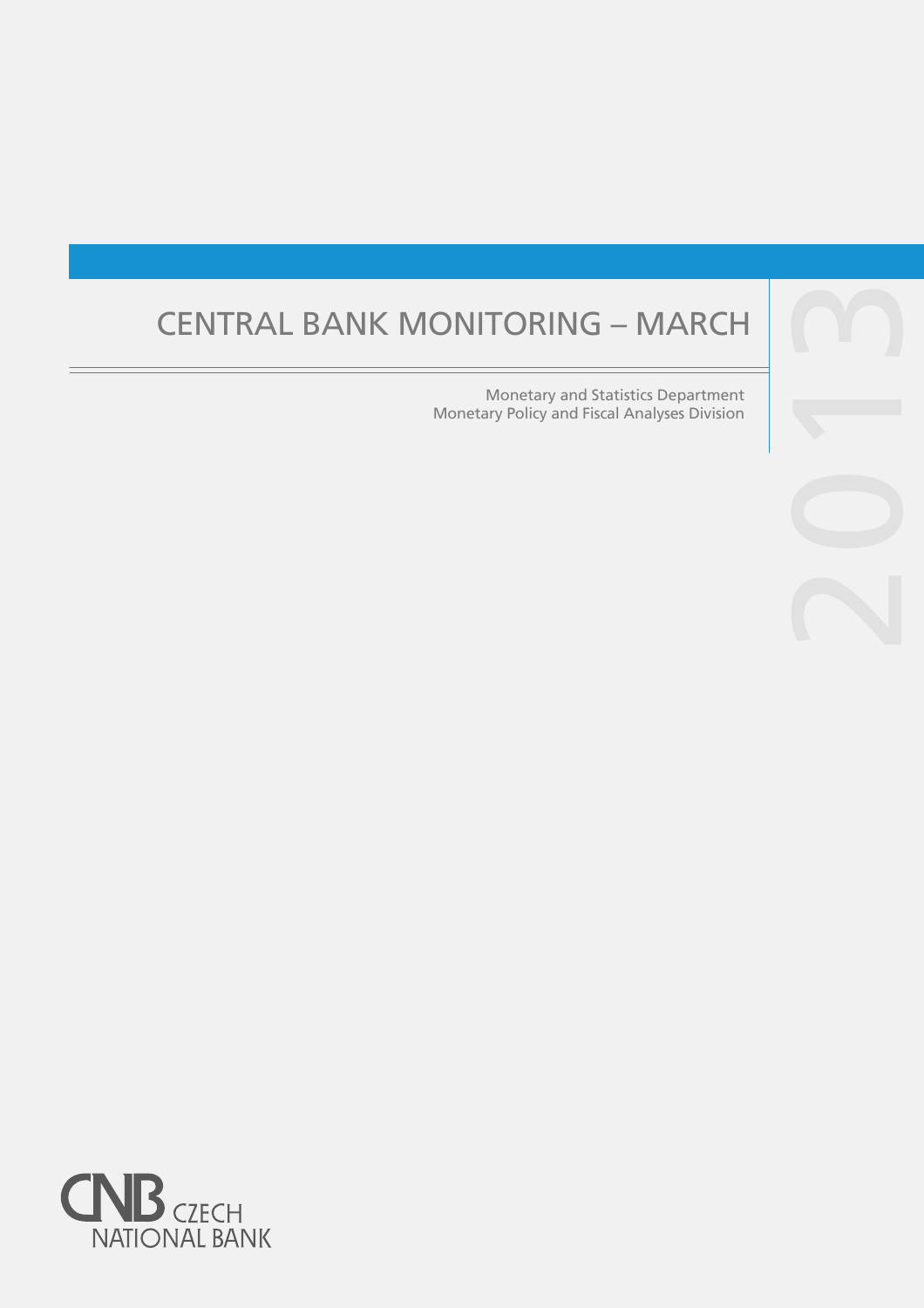# CENTRAL BANK MONITORING – MARCH

2013

Monetary and Statistics Department
Monetary Policy and Fiscal Analyses Division

CNB CZECH NATIONAL BANK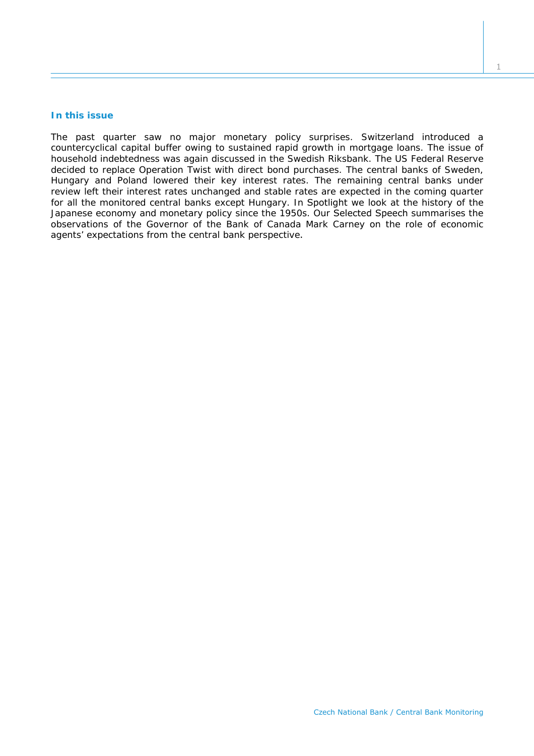## In this issue

The past quarter saw no major monetary policy surprises. Switzerland introduced a countercyclical capital buffer owing to sustained rapid growth in mortgage loans. The issue of household indebtedness was again discussed in the Swedish Riksbank. The US Federal Reserve decided to replace Operation Twist with direct bond purchases. The central banks of Sweden, Hungary and Poland lowered their key interest rates. The remaining central banks under review left their interest rates unchanged and stable rates are expected in the coming quarter for all the monitored central banks except Hungary. In Spotlight we look at the history of the Japanese economy and monetary policy since the 1950s. Our Selected Speech summarises the observations of the Governor of the Bank of Canada Mark Carney on the role of economic agents' expectations from the central bank perspective.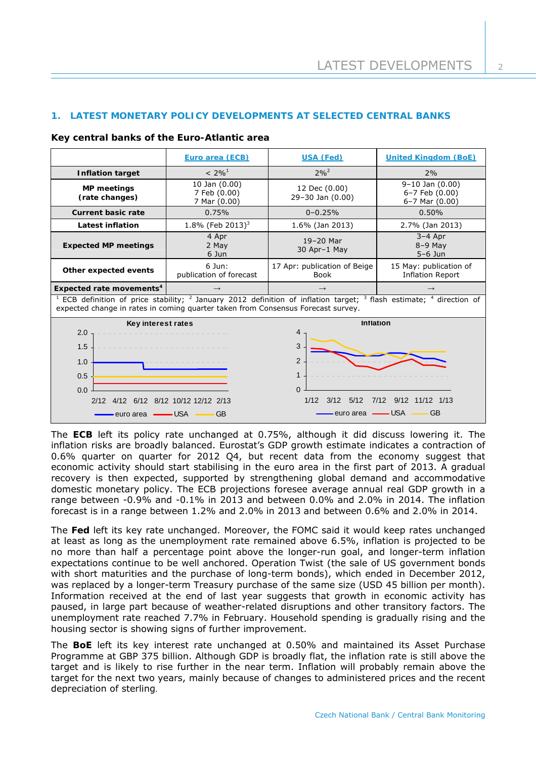## 1. LATEST MONETARY POLICY DEVELOPMENTS AT SELECTED CENTRAL BANKS

### Key central banks of the Euro-Atlantic area

| | Euro area (ECB) | USA (Fed) | United Kingdom (BoE) |
|---|---|---|---|
| **Inflation target** | < 2%[1] | 2%[2] | 2% |
| **MP meetings (rate changes)** | 10 Jan (0.00) 7 Feb (0.00) 7 Mar (0.00) | 12 Dec (0.00) 29–30 Jan (0.00) | 9–10 Jan (0.00) 6–7 Feb (0.00) 6–7 Mar (0.00) |
| **Current basic rate** | 0.75% | 0–0.25% | 0.50% |
| **Latest inflation** | 1.8% (Feb 2013)[3] | 1.6% (Jan 2013) | 2.7% (Jan 2013) |
| **Expected MP meetings** | 4 Apr 2 May 6 Jun | 19–20 Mar 30 Apr–1 May | 3–4 Apr 8–9 May 5–6 Jun |
| **Other expected events** | 6 Jun: publication of forecast | 17 Apr: publication of Beige Book | 15 May: publication of Inflation Report |
| **Expected rate movements**[4] | → | → | → |

[1] ECB definition of price stability; [2] January 2012 definition of inflation target; [3] flash estimate; [4] direction of expected change in rates in coming quarter taken from Consensus Forecast survey.

The **ECB** left its policy rate unchanged at 0.75%, although it did discuss lowering it. The inflation risks are broadly balanced. Eurostat's GDP growth estimate indicates a contraction of 0.6% quarter on quarter for 2012 Q4, but recent data from the economy suggest that economic activity should start stabilising in the euro area in the first part of 2013. A gradual recovery is then expected, supported by strengthening global demand and accommodative domestic monetary policy. The ECB projections foresee average annual real GDP growth in a range between -0.9% and -0.1% in 2013 and between 0.0% and 2.0% in 2014. The inflation forecast is in a range between 1.2% and 2.0% in 2013 and between 0.6% and 2.0% in 2014.

The **Fed** left its key rate unchanged. Moreover, the FOMC said it would keep rates unchanged at least as long as the unemployment rate remained above 6.5%, inflation is projected to be no more than half a percentage point above the longer-run goal, and longer-term inflation expectations continue to be well anchored. Operation Twist (the sale of US government bonds with short maturities and the purchase of long-term bonds), which ended in December 2012, was replaced by a longer-term Treasury purchase of the same size (USD 45 billion per month). Information received at the end of last year suggests that growth in economic activity has paused, in large part because of weather-related disruptions and other transitory factors. The unemployment rate reached 7.7% in February. Household spending is gradually rising and the housing sector is showing signs of further improvement.

The **BoE** left its key interest rate unchanged at 0.50% and maintained its Asset Purchase Programme at GBP 375 billion. Although GDP is broadly flat, the inflation rate is still above the target and is likely to rise further in the near term. Inflation will probably remain above the target for the next two years, mainly because of changes to administered prices and the recent depreciation of sterling.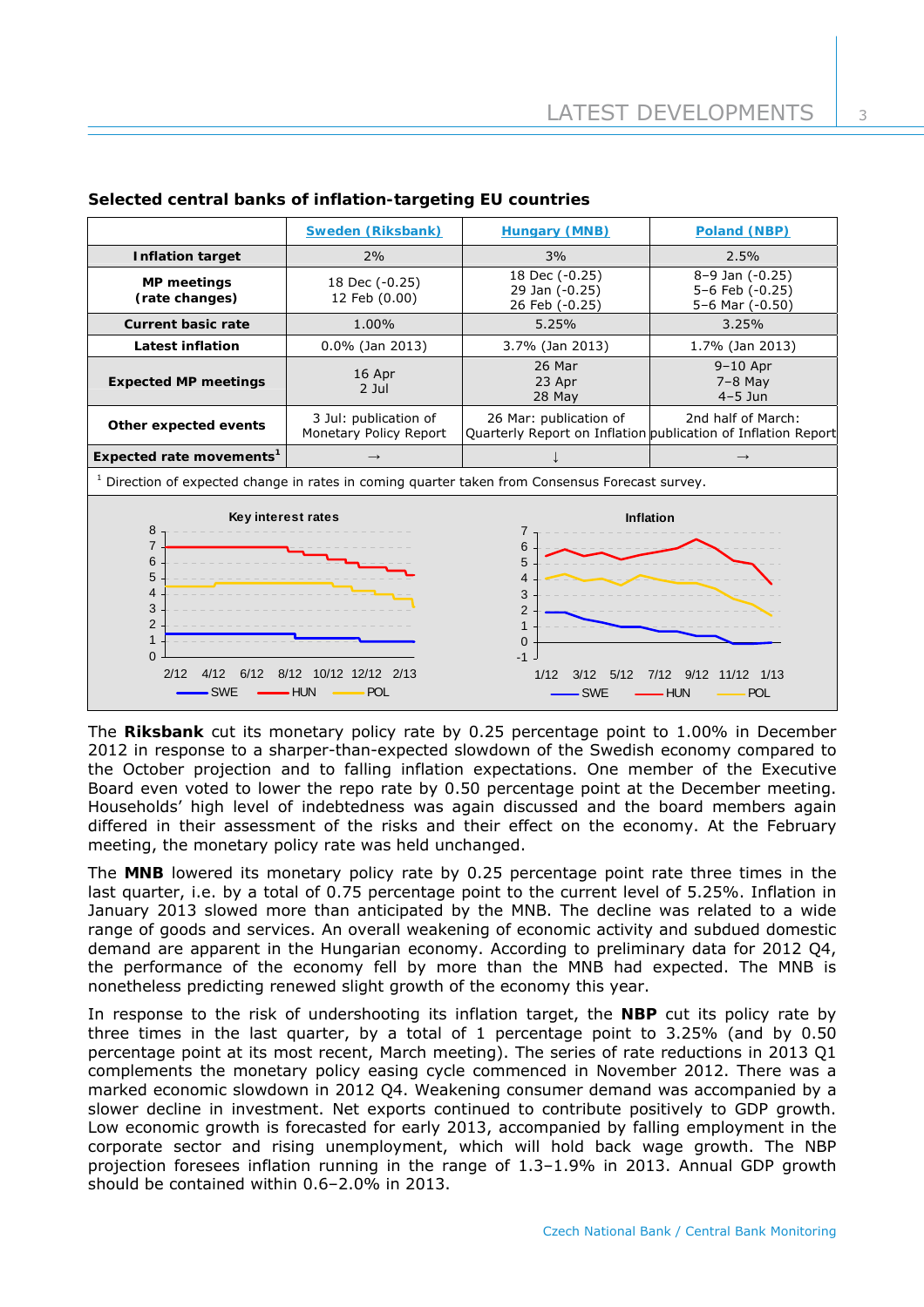**Selected central banks of inflation-targeting EU countries**

| | Sweden (Riksbank) | Hungary (MNB) | Poland (NBP) |
|---|---|---|---|
| **Inflation target** | 2% | 3% | 2.5% |
| **MP meetings (rate changes)** | 18 Dec (-0.25)<br>12 Feb (0.00) | 18 Dec (-0.25)<br>29 Jan (-0.25)<br>26 Feb (-0.25) | 8–9 Jan (-0.25)<br>5–6 Feb (-0.25)<br>5–6 Mar (-0.50) |
| **Current basic rate** | 1.00% | 5.25% | 3.25% |
| **Latest inflation** | 0.0% (Jan 2013) | 3.7% (Jan 2013) | 1.7% (Jan 2013) |
| **Expected MP meetings** | 16 Apr<br>2 Jul | 26 Mar<br>23 Apr<br>28 May | 9–10 Apr<br>7–8 May<br>4–5 Jun |
| **Other expected events** | 3 Jul: publication of Monetary Policy Report | 26 Mar: publication of Quarterly Report on Inflation | 2nd half of March: publication of Inflation Report |
| **Expected rate movements**[1] | → | ↓ | → |

[1] Direction of expected change in rates in coming quarter taken from Consensus Forecast survey.

The **Riksbank** cut its monetary policy rate by 0.25 percentage point to 1.00% in December 2012 in response to a sharper-than-expected slowdown of the Swedish economy compared to the October projection and to falling inflation expectations. One member of the Executive Board even voted to lower the repo rate by 0.50 percentage point at the December meeting. Households' high level of indebtedness was again discussed and the board members again differed in their assessment of the risks and their effect on the economy. At the February meeting, the monetary policy rate was held unchanged.

The **MNB** lowered its monetary policy rate by 0.25 percentage point rate three times in the last quarter, i.e. by a total of 0.75 percentage point to the current level of 5.25%. Inflation in January 2013 slowed more than anticipated by the MNB. The decline was related to a wide range of goods and services. An overall weakening of economic activity and subdued domestic demand are apparent in the Hungarian economy. According to preliminary data for 2012 Q4, the performance of the economy fell by more than the MNB had expected. The MNB is nonetheless predicting renewed slight growth of the economy this year.

In response to the risk of undershooting its inflation target, the **NBP** cut its policy rate by three times in the last quarter, by a total of 1 percentage point to 3.25% (and by 0.50 percentage point at its most recent, March meeting). The series of rate reductions in 2013 Q1 complements the monetary policy easing cycle commenced in November 2012. There was a marked economic slowdown in 2012 Q4. Weakening consumer demand was accompanied by a slower decline in investment. Net exports continued to contribute positively to GDP growth. Low economic growth is forecasted for early 2013, accompanied by falling employment in the corporate sector and rising unemployment, which will hold back wage growth. The NBP projection foresees inflation running in the range of 1.3–1.9% in 2013. Annual GDP growth should be contained within 0.6–2.0% in 2013.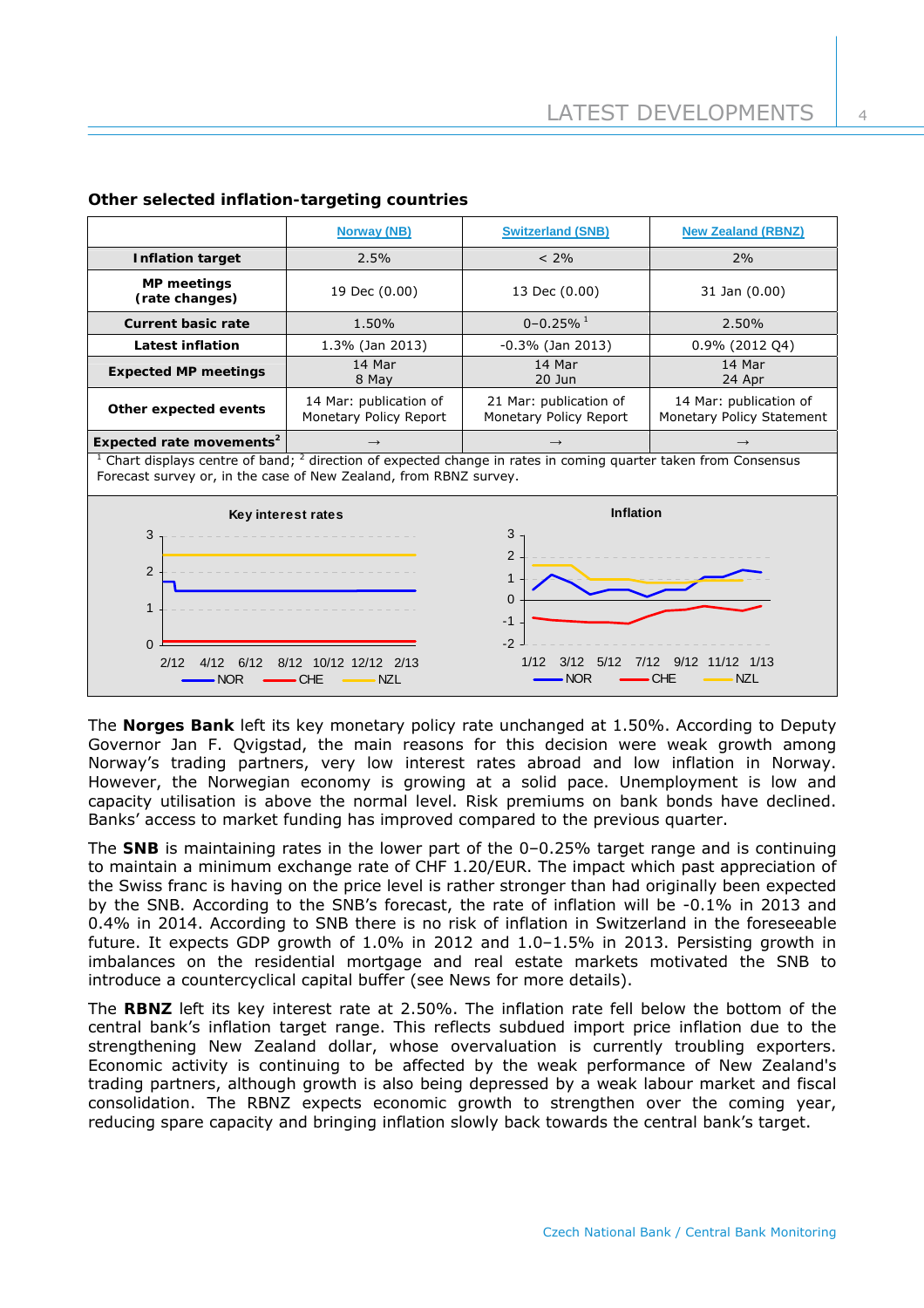### Other selected inflation-targeting countries

| | Norway (NB) | Switzerland (SNB) | New Zealand (RBNZ) |
|---|---|---|---|
| **Inflation target** | 2.5% | < 2% | 2% |
| **MP meetings (rate changes)** | 19 Dec (0.00) | 13 Dec (0.00) | 31 Jan (0.00) |
| **Current basic rate** | 1.50% | 0–0.25% [1] | 2.50% |
| **Latest inflation** | 1.3% (Jan 2013) | -0.3% (Jan 2013) | 0.9% (2012 Q4) |
| **Expected MP meetings** | 14 Mar<br>8 May | 14 Mar<br>20 Jun | 14 Mar<br>24 Apr |
| **Other expected events** | 14 Mar: publication of Monetary Policy Report | 21 Mar: publication of Monetary Policy Report | 14 Mar: publication of Monetary Policy Statement |
| **Expected rate movements[2]** | → | → | → |

[1] Chart displays centre of band; [2] direction of expected change in rates in coming quarter taken from Consensus Forecast survey or, in the case of New Zealand, from RBNZ survey.

The **Norges Bank** left its key monetary policy rate unchanged at 1.50%. According to Deputy Governor Jan F. Qvigstad, the main reasons for this decision were weak growth among Norway's trading partners, very low interest rates abroad and low inflation in Norway. However, the Norwegian economy is growing at a solid pace. Unemployment is low and capacity utilisation is above the normal level. Risk premiums on bank bonds have declined. Banks' access to market funding has improved compared to the previous quarter.

The **SNB** is maintaining rates in the lower part of the 0–0.25% target range and is continuing to maintain a minimum exchange rate of CHF 1.20/EUR. The impact which past appreciation of the Swiss franc is having on the price level is rather stronger than had originally been expected by the SNB. According to the SNB's forecast, the rate of inflation will be -0.1% in 2013 and 0.4% in 2014. According to SNB there is no risk of inflation in Switzerland in the foreseeable future. It expects GDP growth of 1.0% in 2012 and 1.0–1.5% in 2013. Persisting growth in imbalances on the residential mortgage and real estate markets motivated the SNB to introduce a countercyclical capital buffer (see News for more details).

The **RBNZ** left its key interest rate at 2.50%. The inflation rate fell below the bottom of the central bank's inflation target range. This reflects subdued import price inflation due to the strengthening New Zealand dollar, whose overvaluation is currently troubling exporters. Economic activity is continuing to be affected by the weak performance of New Zealand's trading partners, although growth is also being depressed by a weak labour market and fiscal consolidation. The RBNZ expects economic growth to strengthen over the coming year, reducing spare capacity and bringing inflation slowly back towards the central bank's target.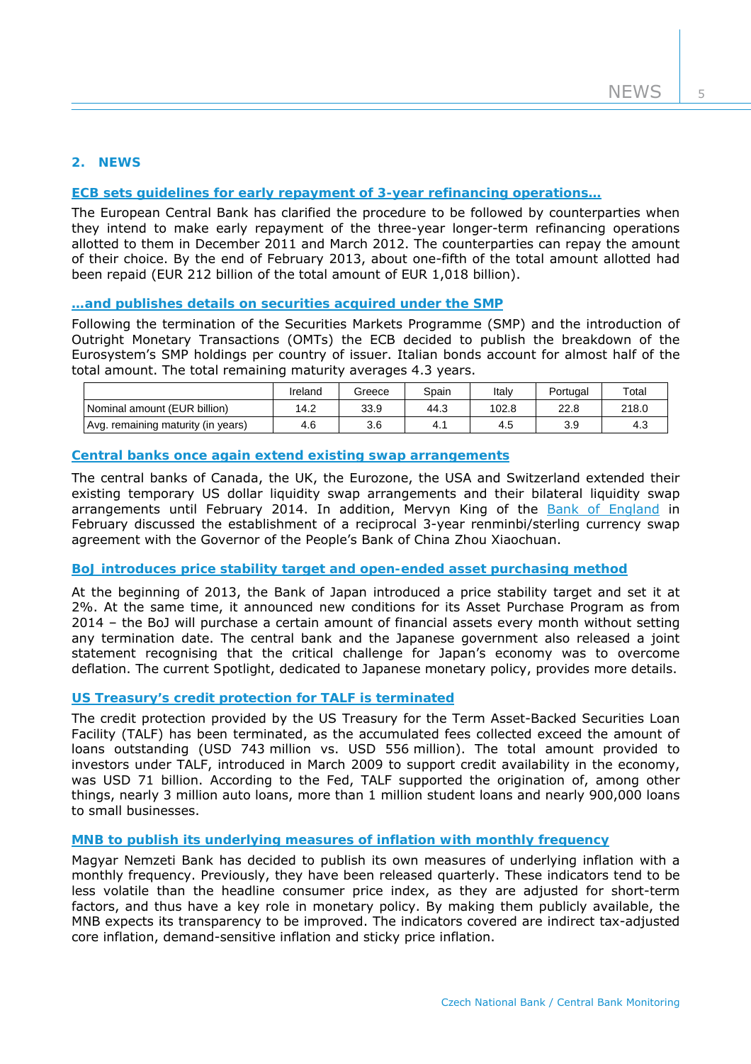## 2. NEWS

### ECB sets guidelines for early repayment of 3-year refinancing operations…

The European Central Bank has clarified the procedure to be followed by counterparties when they intend to make early repayment of the three-year longer-term refinancing operations allotted to them in December 2011 and March 2012. The counterparties can repay the amount of their choice. By the end of February 2013, about one-fifth of the total amount allotted had been repaid (EUR 212 billion of the total amount of EUR 1,018 billion).

### …and publishes details on securities acquired under the SMP

Following the termination of the Securities Markets Programme (SMP) and the introduction of Outright Monetary Transactions (OMTs) the ECB decided to publish the breakdown of the Eurosystem's SMP holdings per country of issuer. Italian bonds account for almost half of the total amount. The total remaining maturity averages 4.3 years.

| | Ireland | Greece | Spain | Italy | Portugal | Total |
|---|---|---|---|---|---|---|
| Nominal amount (EUR billion) | 14.2 | 33.9 | 44.3 | 102.8 | 22.8 | 218.0 |
| Avg. remaining maturity (in years) | 4.6 | 3.6 | 4.1 | 4.5 | 3.9 | 4.3 |

### Central banks once again extend existing swap arrangements

The central banks of Canada, the UK, the Eurozone, the USA and Switzerland extended their existing temporary US dollar liquidity swap arrangements and their bilateral liquidity swap arrangements until February 2014. In addition, Mervyn King of the Bank of England in February discussed the establishment of a reciprocal 3-year renminbi/sterling currency swap agreement with the Governor of the People's Bank of China Zhou Xiaochuan.

### BoJ introduces price stability target and open-ended asset purchasing method

At the beginning of 2013, the Bank of Japan introduced a price stability target and set it at 2%. At the same time, it announced new conditions for its Asset Purchase Program as from 2014 – the BoJ will purchase a certain amount of financial assets every month without setting any termination date. The central bank and the Japanese government also released a joint statement recognising that the critical challenge for Japan's economy was to overcome deflation. The current Spotlight, dedicated to Japanese monetary policy, provides more details.

### US Treasury's credit protection for TALF is terminated

The credit protection provided by the US Treasury for the Term Asset-Backed Securities Loan Facility (TALF) has been terminated, as the accumulated fees collected exceed the amount of loans outstanding (USD 743 million vs. USD 556 million). The total amount provided to investors under TALF, introduced in March 2009 to support credit availability in the economy, was USD 71 billion. According to the Fed, TALF supported the origination of, among other things, nearly 3 million auto loans, more than 1 million student loans and nearly 900,000 loans to small businesses.

### MNB to publish its underlying measures of inflation with monthly frequency

Magyar Nemzeti Bank has decided to publish its own measures of underlying inflation with a monthly frequency. Previously, they have been released quarterly. These indicators tend to be less volatile than the headline consumer price index, as they are adjusted for short-term factors, and thus have a key role in monetary policy. By making them publicly available, the MNB expects its transparency to be improved. The indicators covered are indirect tax-adjusted core inflation, demand-sensitive inflation and sticky price inflation.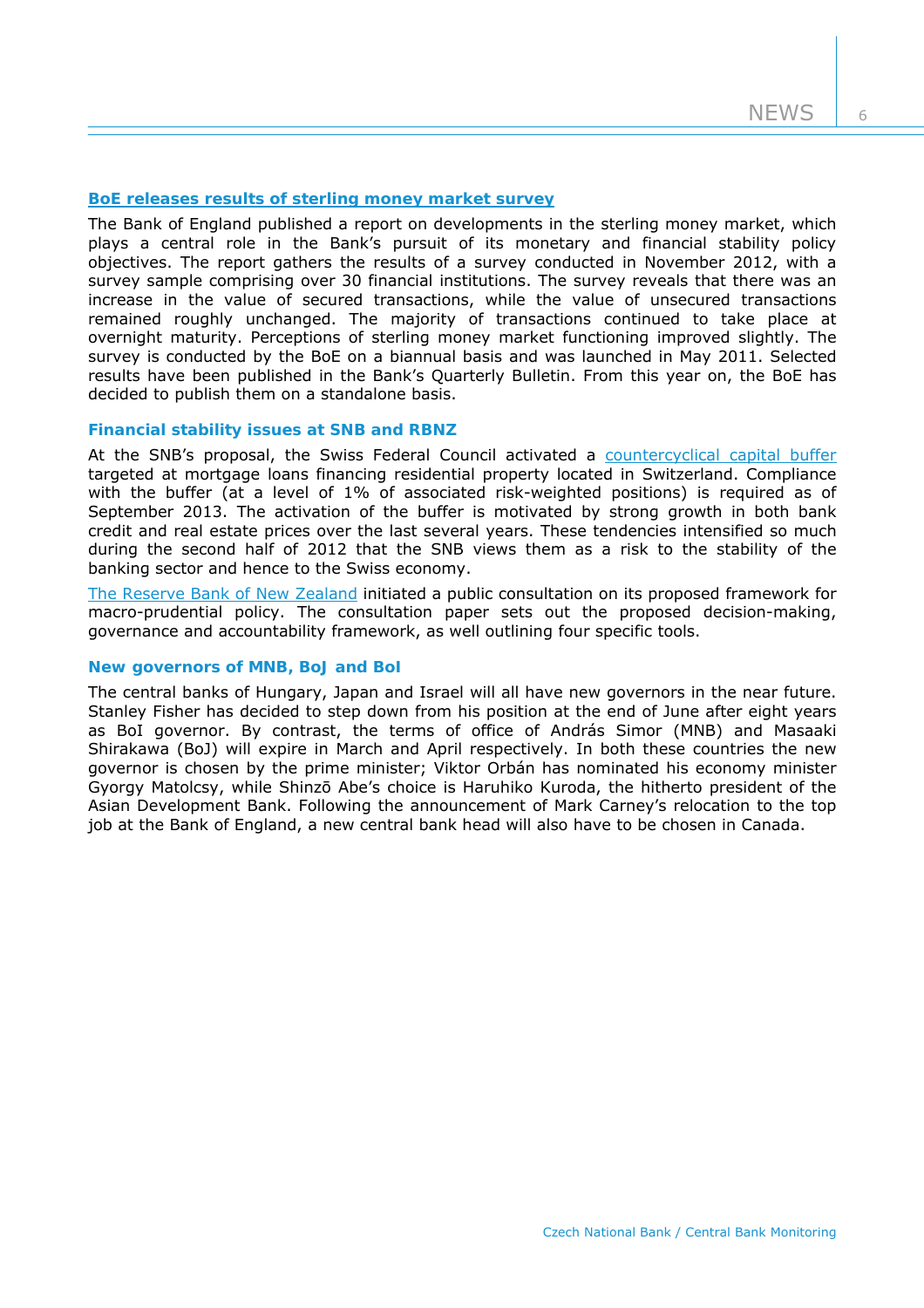### [BoE releases results of sterling money market survey]

The Bank of England published a report on developments in the sterling money market, which plays a central role in the Bank's pursuit of its monetary and financial stability policy objectives. The report gathers the results of a survey conducted in November 2012, with a survey sample comprising over 30 financial institutions. The survey reveals that there was an increase in the value of secured transactions, while the value of unsecured transactions remained roughly unchanged. The majority of transactions continued to take place at overnight maturity. Perceptions of sterling money market functioning improved slightly. The survey is conducted by the BoE on a biannual basis and was launched in May 2011. Selected results have been published in the Bank's Quarterly Bulletin. From this year on, the BoE has decided to publish them on a standalone basis.

### Financial stability issues at SNB and RBNZ

At the SNB's proposal, the Swiss Federal Council activated a countercyclical capital buffer targeted at mortgage loans financing residential property located in Switzerland. Compliance with the buffer (at a level of 1% of associated risk-weighted positions) is required as of September 2013. The activation of the buffer is motivated by strong growth in both bank credit and real estate prices over the last several years. These tendencies intensified so much during the second half of 2012 that the SNB views them as a risk to the stability of the banking sector and hence to the Swiss economy.

The Reserve Bank of New Zealand initiated a public consultation on its proposed framework for macro-prudential policy. The consultation paper sets out the proposed decision-making, governance and accountability framework, as well outlining four specific tools.

### New governors of MNB, BoJ and BoI

The central banks of Hungary, Japan and Israel will all have new governors in the near future. Stanley Fisher has decided to step down from his position at the end of June after eight years as BoI governor. By contrast, the terms of office of András Simor (MNB) and Masaaki Shirakawa (BoJ) will expire in March and April respectively. In both these countries the new governor is chosen by the prime minister; Viktor Orbán has nominated his economy minister Gyorgy Matolcsy, while Shinzō Abe's choice is Haruhiko Kuroda, the hitherto president of the Asian Development Bank. Following the announcement of Mark Carney's relocation to the top job at the Bank of England, a new central bank head will also have to be chosen in Canada.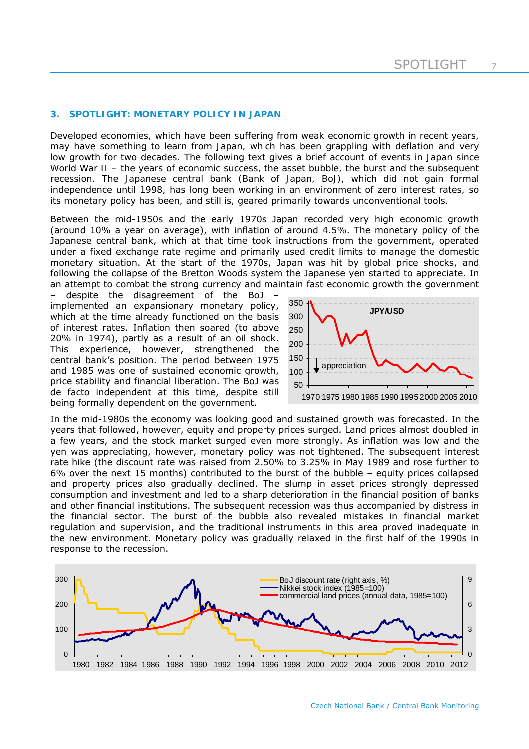## 3. SPOTLIGHT: MONETARY POLICY IN JAPAN

Developed economies, which have been suffering from weak economic growth in recent years, may have something to learn from Japan, which has been grappling with deflation and very low growth for two decades. The following text gives a brief account of events in Japan since World War II – the years of economic success, the asset bubble, the burst and the subsequent recession. The Japanese central bank (Bank of Japan, BoJ), which did not gain formal independence until 1998, has long been working in an environment of zero interest rates, so its monetary policy has been, and still is, geared primarily towards unconventional tools.

Between the mid-1950s and the early 1970s Japan recorded very high economic growth (around 10% a year on average), with inflation of around 4.5%. The monetary policy of the Japanese central bank, which at that time took instructions from the government, operated under a fixed exchange rate regime and primarily used credit limits to manage the domestic monetary situation. At the start of the 1970s, Japan was hit by global price shocks, and following the collapse of the Bretton Woods system the Japanese yen started to appreciate. In an attempt to combat the strong currency and maintain fast economic growth the government – despite the disagreement of the BoJ – implemented an expansionary monetary policy, which at the time already functioned on the basis of interest rates. Inflation then soared (to above 20% in 1974), partly as a result of an oil shock. This experience, however, strengthened the central bank's position. The period between 1975 and 1985 was one of sustained economic growth, price stability and financial liberation. The BoJ was de facto independent at this time, despite still being formally dependent on the government.

In the mid-1980s the economy was looking good and sustained growth was forecasted. In the years that followed, however, equity and property prices surged. Land prices almost doubled in a few years, and the stock market surged even more strongly. As inflation was low and the yen was appreciating, however, monetary policy was not tightened. The subsequent interest rate hike (the discount rate was raised from 2.50% to 3.25% in May 1989 and rose further to 6% over the next 15 months) contributed to the burst of the bubble – equity prices collapsed and property prices also gradually declined. The slump in asset prices strongly depressed consumption and investment and led to a sharp deterioration in the financial position of banks and other financial institutions. The subsequent recession was thus accompanied by distress in the financial sector. The burst of the bubble also revealed mistakes in financial market regulation and supervision, and the traditional instruments in this area proved inadequate in the new environment. Monetary policy was gradually relaxed in the first half of the 1990s in response to the recession.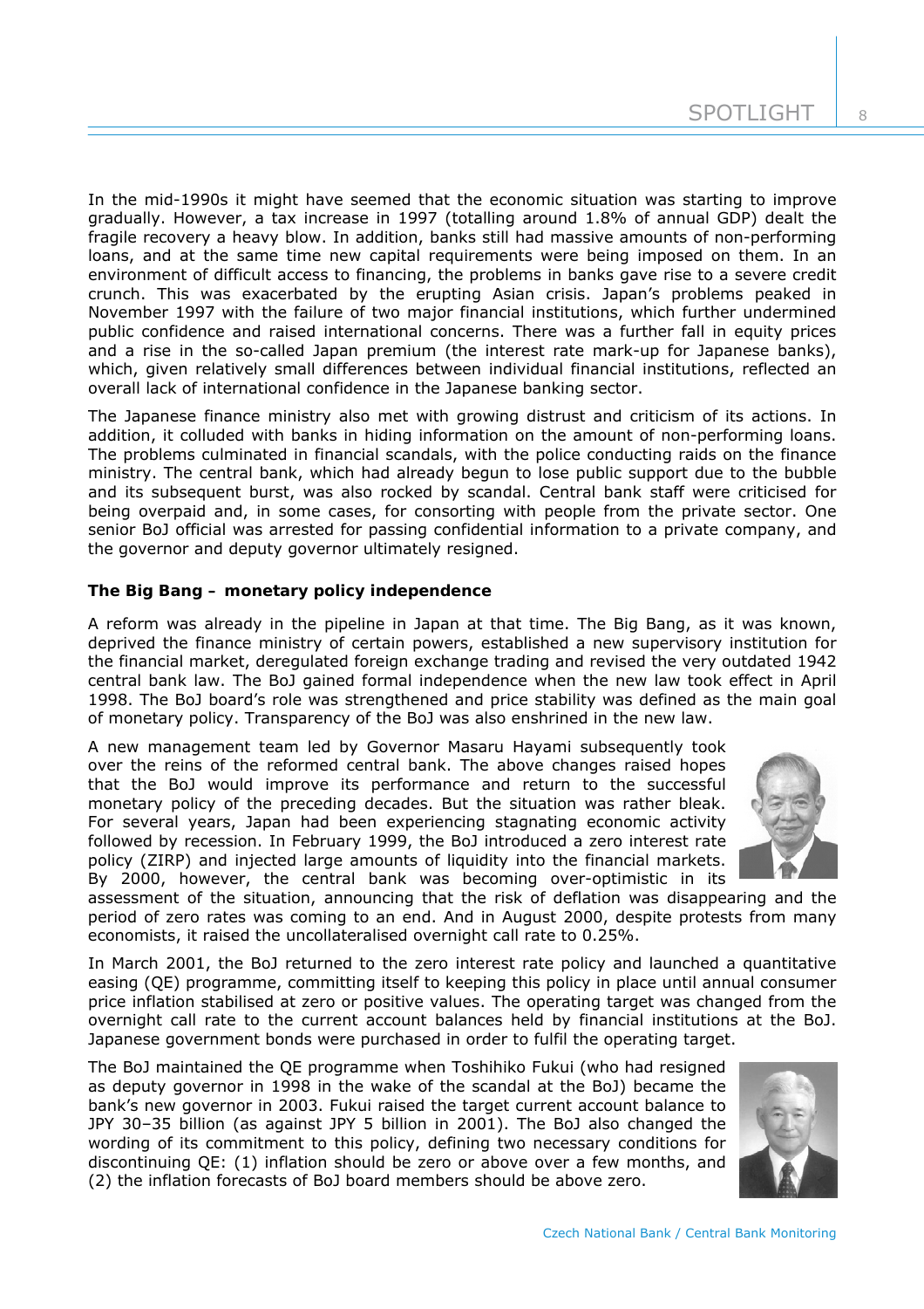In the mid-1990s it might have seemed that the economic situation was starting to improve gradually. However, a tax increase in 1997 (totalling around 1.8% of annual GDP) dealt the fragile recovery a heavy blow. In addition, banks still had massive amounts of non-performing loans, and at the same time new capital requirements were being imposed on them. In an environment of difficult access to financing, the problems in banks gave rise to a severe credit crunch. This was exacerbated by the erupting Asian crisis. Japan's problems peaked in November 1997 with the failure of two major financial institutions, which further undermined public confidence and raised international concerns. There was a further fall in equity prices and a rise in the so-called Japan premium (the interest rate mark-up for Japanese banks), which, given relatively small differences between individual financial institutions, reflected an overall lack of international confidence in the Japanese banking sector.

The Japanese finance ministry also met with growing distrust and criticism of its actions. In addition, it colluded with banks in hiding information on the amount of non-performing loans. The problems culminated in financial scandals, with the police conducting raids on the finance ministry. The central bank, which had already begun to lose public support due to the bubble and its subsequent burst, was also rocked by scandal. Central bank staff were criticised for being overpaid and, in some cases, for consorting with people from the private sector. One senior BoJ official was arrested for passing confidential information to a private company, and the governor and deputy governor ultimately resigned.

**The Big Bang – monetary policy independence**

A reform was already in the pipeline in Japan at that time. The Big Bang, as it was known, deprived the finance ministry of certain powers, established a new supervisory institution for the financial market, deregulated foreign exchange trading and revised the very outdated 1942 central bank law. The BoJ gained formal independence when the new law took effect in April 1998. The BoJ board's role was strengthened and price stability was defined as the main goal of monetary policy. Transparency of the BoJ was also enshrined in the new law.

A new management team led by Governor Masaru Hayami subsequently took over the reins of the reformed central bank. The above changes raised hopes that the BoJ would improve its performance and return to the successful monetary policy of the preceding decades. But the situation was rather bleak. For several years, Japan had been experiencing stagnating economic activity followed by recession. In February 1999, the BoJ introduced a zero interest rate policy (ZIRP) and injected large amounts of liquidity into the financial markets. By 2000, however, the central bank was becoming over-optimistic in its assessment of the situation, announcing that the risk of deflation was disappearing and the period of zero rates was coming to an end. And in August 2000, despite protests from many economists, it raised the uncollateralised overnight call rate to 0.25%.

In March 2001, the BoJ returned to the zero interest rate policy and launched a quantitative easing (QE) programme, committing itself to keeping this policy in place until annual consumer price inflation stabilised at zero or positive values. The operating target was changed from the overnight call rate to the current account balances held by financial institutions at the BoJ. Japanese government bonds were purchased in order to fulfil the operating target.

The BoJ maintained the QE programme when Toshihiko Fukui (who had resigned as deputy governor in 1998 in the wake of the scandal at the BoJ) became the bank's new governor in 2003. Fukui raised the target current account balance to JPY 30–35 billion (as against JPY 5 billion in 2001). The BoJ also changed the wording of its commitment to this policy, defining two necessary conditions for discontinuing QE: (1) inflation should be zero or above over a few months, and (2) the inflation forecasts of BoJ board members should be above zero.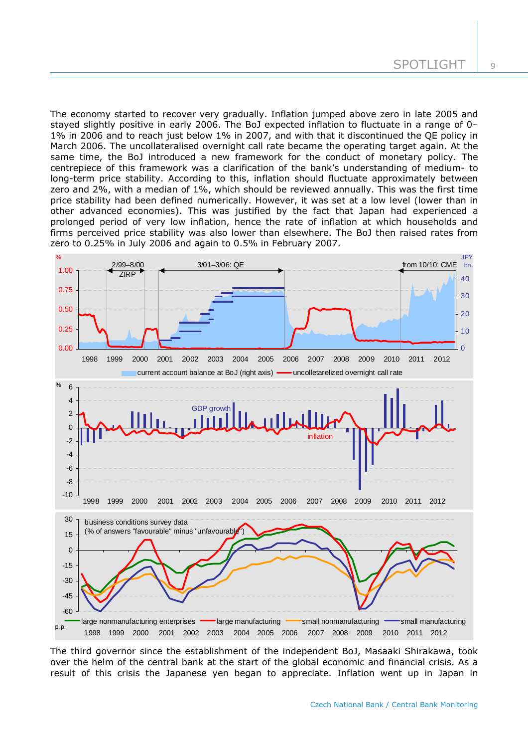The economy started to recover very gradually. Inflation jumped above zero in late 2005 and stayed slightly positive in early 2006. The BoJ expected inflation to fluctuate in a range of 0–1% in 2006 and to reach just below 1% in 2007, and with that it discontinued the QE policy in March 2006. The uncollateralised overnight call rate became the operating target again. At the same time, the BoJ introduced a new framework for the conduct of monetary policy. The centrepiece of this framework was a clarification of the bank's understanding of medium- to long-term price stability. According to this, inflation should fluctuate approximately between zero and 2%, with a median of 1%, which should be reviewed annually. This was the first time price stability had been defined numerically. However, it was set at a low level (lower than in other advanced economies). This was justified by the fact that Japan had experienced a prolonged period of very low inflation, hence the rate of inflation at which households and firms perceived price stability was also lower than elsewhere. The BoJ then raised rates from zero to 0.25% in July 2006 and again to 0.5% in February 2007.

The third governor since the establishment of the independent BoJ, Masaaki Shirakawa, took over the helm of the central bank at the start of the global economic and financial crisis. As a result of this crisis the Japanese yen began to appreciate. Inflation went up in Japan in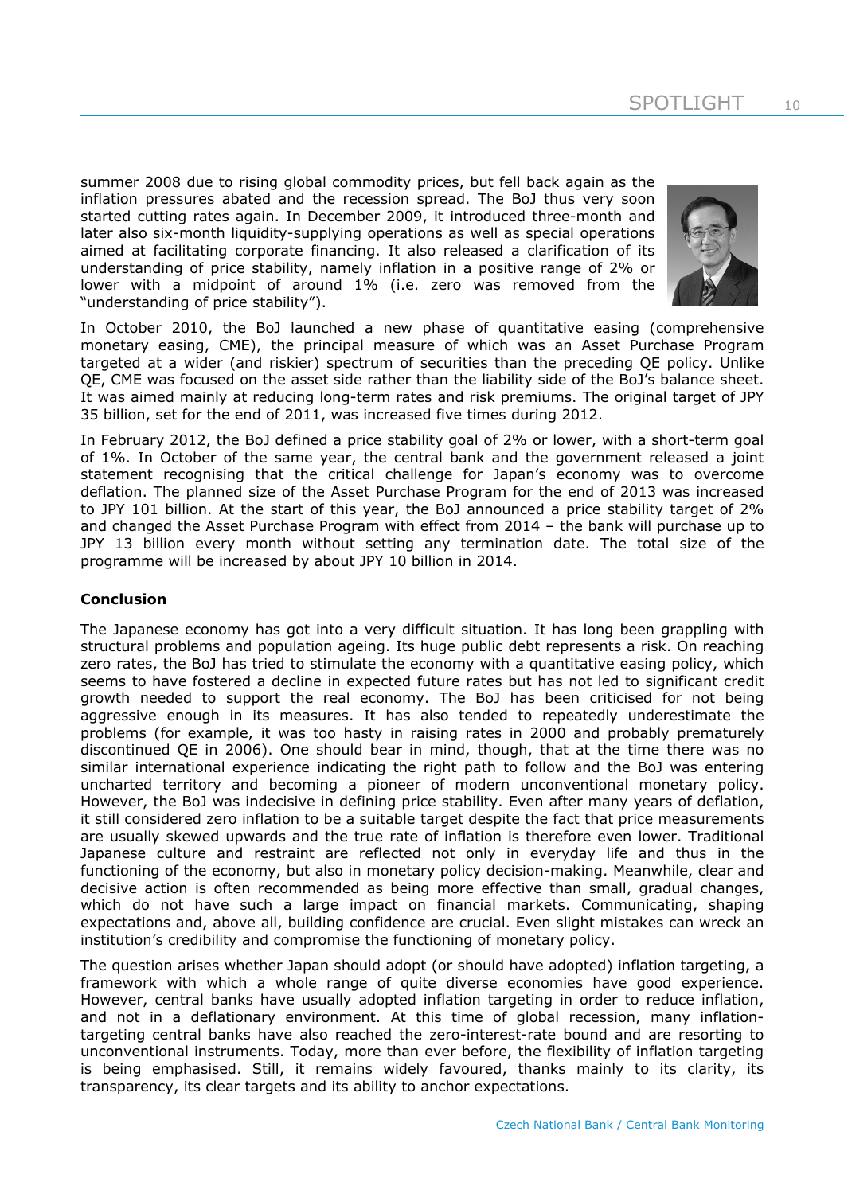summer 2008 due to rising global commodity prices, but fell back again as the inflation pressures abated and the recession spread. The BoJ thus very soon started cutting rates again. In December 2009, it introduced three-month and later also six-month liquidity-supplying operations as well as special operations aimed at facilitating corporate financing. It also released a clarification of its understanding of price stability, namely inflation in a positive range of 2% or lower with a midpoint of around 1% (i.e. zero was removed from the "understanding of price stability").

In October 2010, the BoJ launched a new phase of quantitative easing (comprehensive monetary easing, CME), the principal measure of which was an Asset Purchase Program targeted at a wider (and riskier) spectrum of securities than the preceding QE policy. Unlike QE, CME was focused on the asset side rather than the liability side of the BoJ's balance sheet. It was aimed mainly at reducing long-term rates and risk premiums. The original target of JPY 35 billion, set for the end of 2011, was increased five times during 2012.

In February 2012, the BoJ defined a price stability goal of 2% or lower, with a short-term goal of 1%. In October of the same year, the central bank and the government released a joint statement recognising that the critical challenge for Japan's economy was to overcome deflation. The planned size of the Asset Purchase Program for the end of 2013 was increased to JPY 101 billion. At the start of this year, the BoJ announced a price stability target of 2% and changed the Asset Purchase Program with effect from 2014 – the bank will purchase up to JPY 13 billion every month without setting any termination date. The total size of the programme will be increased by about JPY 10 billion in 2014.

**Conclusion**

The Japanese economy has got into a very difficult situation. It has long been grappling with structural problems and population ageing. Its huge public debt represents a risk. On reaching zero rates, the BoJ has tried to stimulate the economy with a quantitative easing policy, which seems to have fostered a decline in expected future rates but has not led to significant credit growth needed to support the real economy. The BoJ has been criticised for not being aggressive enough in its measures. It has also tended to repeatedly underestimate the problems (for example, it was too hasty in raising rates in 2000 and probably prematurely discontinued QE in 2006). One should bear in mind, though, that at the time there was no similar international experience indicating the right path to follow and the BoJ was entering uncharted territory and becoming a pioneer of modern unconventional monetary policy. However, the BoJ was indecisive in defining price stability. Even after many years of deflation, it still considered zero inflation to be a suitable target despite the fact that price measurements are usually skewed upwards and the true rate of inflation is therefore even lower. Traditional Japanese culture and restraint are reflected not only in everyday life and thus in the functioning of the economy, but also in monetary policy decision-making. Meanwhile, clear and decisive action is often recommended as being more effective than small, gradual changes, which do not have such a large impact on financial markets. Communicating, shaping expectations and, above all, building confidence are crucial. Even slight mistakes can wreck an institution's credibility and compromise the functioning of monetary policy.

The question arises whether Japan should adopt (or should have adopted) inflation targeting, a framework with which a whole range of quite diverse economies have good experience. However, central banks have usually adopted inflation targeting in order to reduce inflation, and not in a deflationary environment. At this time of global recession, many inflation-targeting central banks have also reached the zero-interest-rate bound and are resorting to unconventional instruments. Today, more than ever before, the flexibility of inflation targeting is being emphasised. Still, it remains widely favoured, thanks mainly to its clarity, its transparency, its clear targets and its ability to anchor expectations.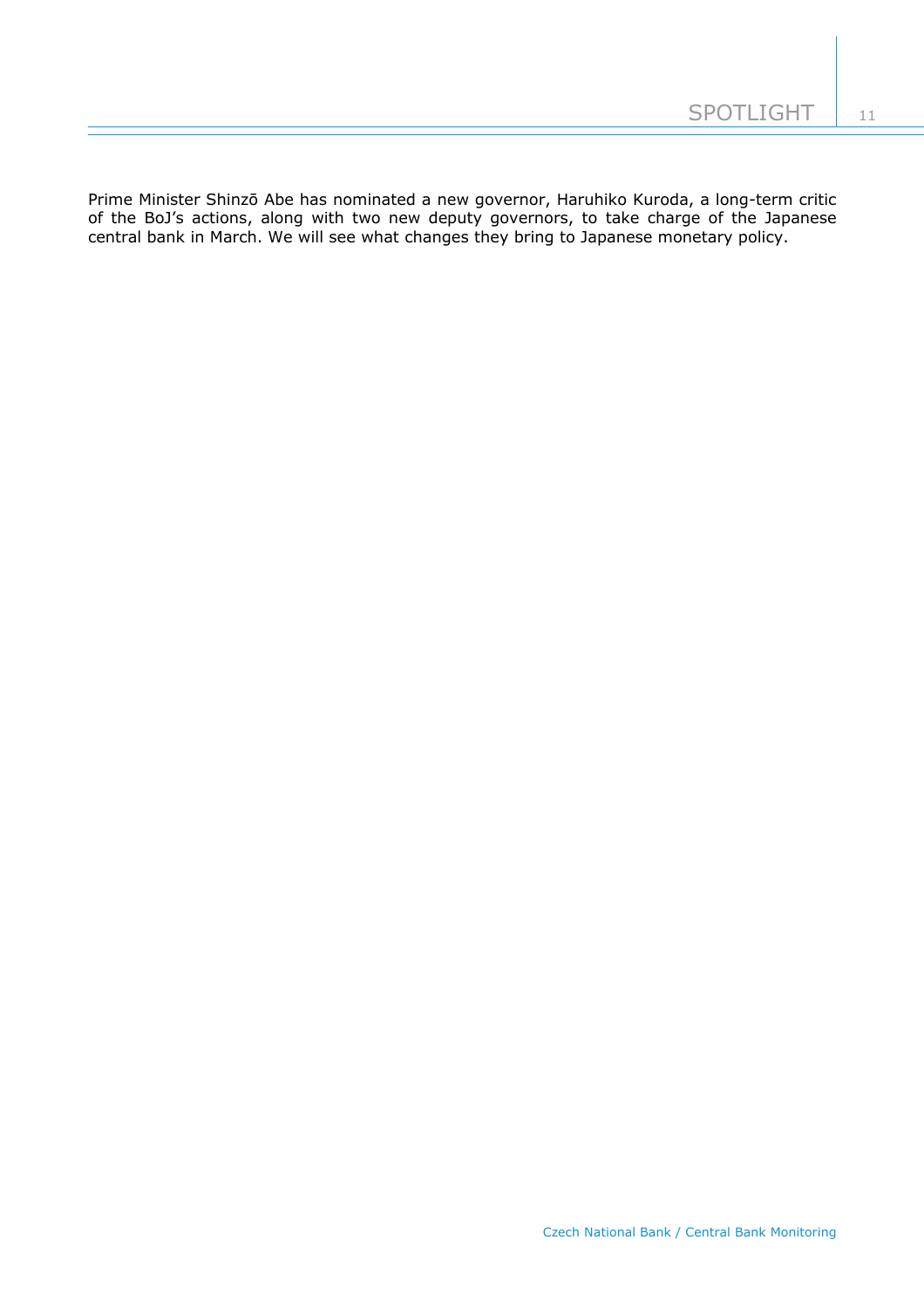Prime Minister Shinzō Abe has nominated a new governor, Haruhiko Kuroda, a long-term critic of the BoJ's actions, along with two new deputy governors, to take charge of the Japanese central bank in March. We will see what changes they bring to Japanese monetary policy.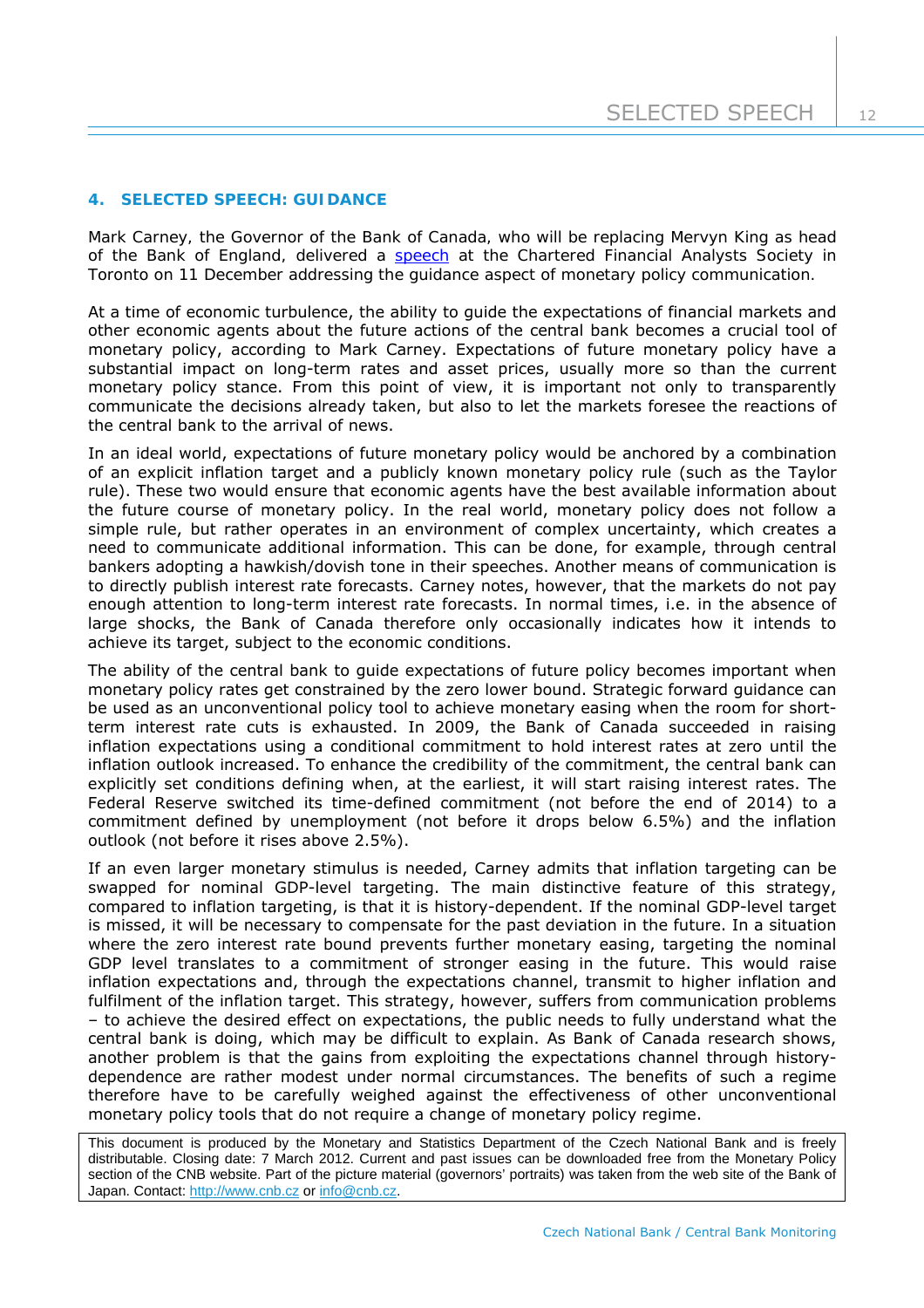## 4. SELECTED SPEECH: GUIDANCE

Mark Carney, the Governor of the Bank of Canada, who will be replacing Mervyn King as head of the Bank of England, delivered a speech at the Chartered Financial Analysts Society in Toronto on 11 December addressing the guidance aspect of monetary policy communication.

At a time of economic turbulence, the ability to guide the expectations of financial markets and other economic agents about the future actions of the central bank becomes a crucial tool of monetary policy, according to Mark Carney. Expectations of future monetary policy have a substantial impact on long-term rates and asset prices, usually more so than the current monetary policy stance. From this point of view, it is important not only to transparently communicate the decisions already taken, but also to let the markets foresee the reactions of the central bank to the arrival of news.

In an ideal world, expectations of future monetary policy would be anchored by a combination of an explicit inflation target and a publicly known monetary policy rule (such as the Taylor rule). These two would ensure that economic agents have the best available information about the future course of monetary policy. In the real world, monetary policy does not follow a simple rule, but rather operates in an environment of complex uncertainty, which creates a need to communicate additional information. This can be done, for example, through central bankers adopting a hawkish/dovish tone in their speeches. Another means of communication is to directly publish interest rate forecasts. Carney notes, however, that the markets do not pay enough attention to long-term interest rate forecasts. In normal times, i.e. in the absence of large shocks, the Bank of Canada therefore only occasionally indicates how it intends to achieve its target, subject to the economic conditions.

The ability of the central bank to guide expectations of future policy becomes important when monetary policy rates get constrained by the zero lower bound. Strategic forward guidance can be used as an unconventional policy tool to achieve monetary easing when the room for short-term interest rate cuts is exhausted. In 2009, the Bank of Canada succeeded in raising inflation expectations using a conditional commitment to hold interest rates at zero until the inflation outlook increased. To enhance the credibility of the commitment, the central bank can explicitly set conditions defining when, at the earliest, it will start raising interest rates. The Federal Reserve switched its time-defined commitment (not before the end of 2014) to a commitment defined by unemployment (not before it drops below 6.5%) and the inflation outlook (not before it rises above 2.5%).

If an even larger monetary stimulus is needed, Carney admits that inflation targeting can be swapped for nominal GDP-level targeting. The main distinctive feature of this strategy, compared to inflation targeting, is that it is history-dependent. If the nominal GDP-level target is missed, it will be necessary to compensate for the past deviation in the future. In a situation where the zero interest rate bound prevents further monetary easing, targeting the nominal GDP level translates to a commitment of stronger easing in the future. This would raise inflation expectations and, through the expectations channel, transmit to higher inflation and fulfilment of the inflation target. This strategy, however, suffers from communication problems – to achieve the desired effect on expectations, the public needs to fully understand what the central bank is doing, which may be difficult to explain. As Bank of Canada research shows, another problem is that the gains from exploiting the expectations channel through history-dependence are rather modest under normal circumstances. The benefits of such a regime therefore have to be carefully weighed against the effectiveness of other unconventional monetary policy tools that do not require a change of monetary policy regime.

This document is produced by the Monetary and Statistics Department of the Czech National Bank and is freely distributable. Closing date: 7 March 2012. Current and past issues can be downloaded free from the Monetary Policy section of the CNB website. Part of the picture material (governors' portraits) was taken from the web site of the Bank of Japan. Contact: http://www.cnb.cz or info@cnb.cz.